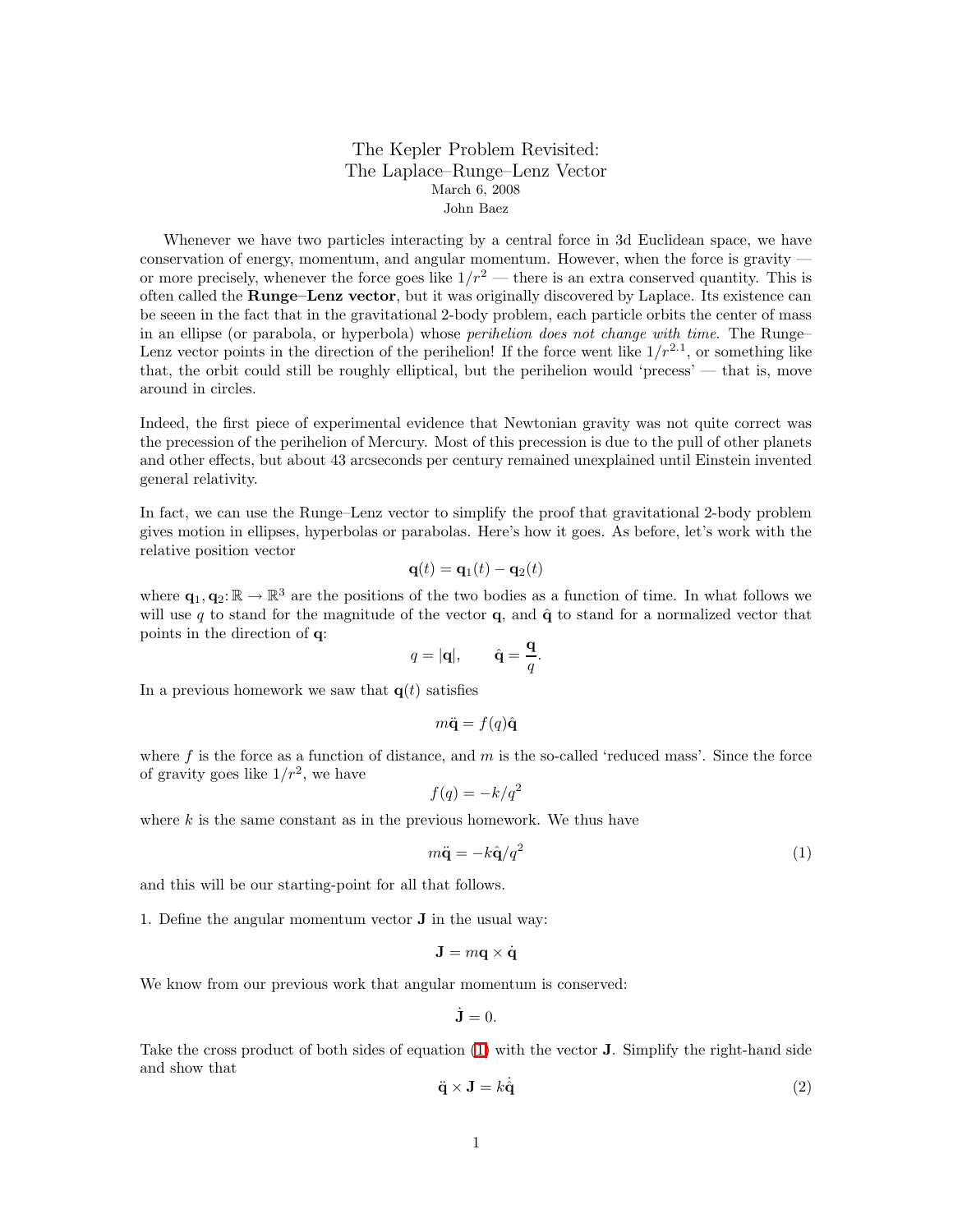# The Kepler Problem Revisited: The Laplace–Runge–Lenz Vector

March 6, 2008

John Baez

Whenever we have two particles interacting by a central force in 3d Euclidean space, we have conservation of energy, momentum, and angular momentum. However, when the force is gravity — or more precisely, whenever the force goes like $1/r^2$ — there is an extra conserved quantity. This is often called the **Runge–Lenz vector**, but it was originally discovered by Laplace. Its existence can be seeen in the fact that in the gravitational 2-body problem, each particle orbits the center of mass in an ellipse (or parabola, or hyperbola) whose *perihelion does not change with time*. The Runge–Lenz vector points in the direction of the perihelion! If the force went like $1/r^{2.1}$, or something like that, the orbit could still be roughly elliptical, but the perihelion would 'precess' — that is, move around in circles.

Indeed, the first piece of experimental evidence that Newtonian gravity was not quite correct was the precession of the perihelion of Mercury. Most of this precession is due to the pull of other planets and other effects, but about 43 arcseconds per century remained unexplained until Einstein invented general relativity.

In fact, we can use the Runge–Lenz vector to simplify the proof that gravitational 2-body problem gives motion in ellipses, hyperbolas or parabolas. Here's how it goes. As before, let's work with the relative position vector

$$\mathbf{q}(t) = \mathbf{q}_1(t) - \mathbf{q}_2(t)$$

where $\mathbf{q}_1, \mathbf{q}_2 \colon \mathbb{R} \to \mathbb{R}^3$ are the positions of the two bodies as a function of time. In what follows we will use $q$ to stand for the magnitude of the vector $\mathbf{q}$, and $\hat{\mathbf{q}}$ to stand for a normalized vector that points in the direction of $\mathbf{q}$:

$$q = |\mathbf{q}|, \qquad \hat{\mathbf{q}} = \frac{\mathbf{q}}{q}.$$

In a previous homework we saw that $\mathbf{q}(t)$ satisfies

$$m\ddot{\mathbf{q}} = f(q)\hat{\mathbf{q}}$$

where $f$ is the force as a function of distance, and $m$ is the so-called 'reduced mass'. Since the force of gravity goes like $1/r^2$, we have

$$f(q) = -k/q^2$$

where $k$ is the same constant as in the previous homework. We thus have

$$m\ddot{\mathbf{q}} = -k\hat{\mathbf{q}}/q^2 \tag{1}$$

and this will be our starting-point for all that follows.

1. Define the angular momentum vector $\mathbf{J}$ in the usual way:

$$\mathbf{J} = m\mathbf{q} \times \dot{\mathbf{q}}$$

We know from our previous work that angular momentum is conserved:

$$\dot{\mathbf{J}} = 0.$$

Take the cross product of both sides of equation (1) with the vector $\mathbf{J}$. Simplify the right-hand side and show that

$$\ddot{\mathbf{q}} \times \mathbf{J} = k\dot{\hat{\mathbf{q}}} \tag{2}$$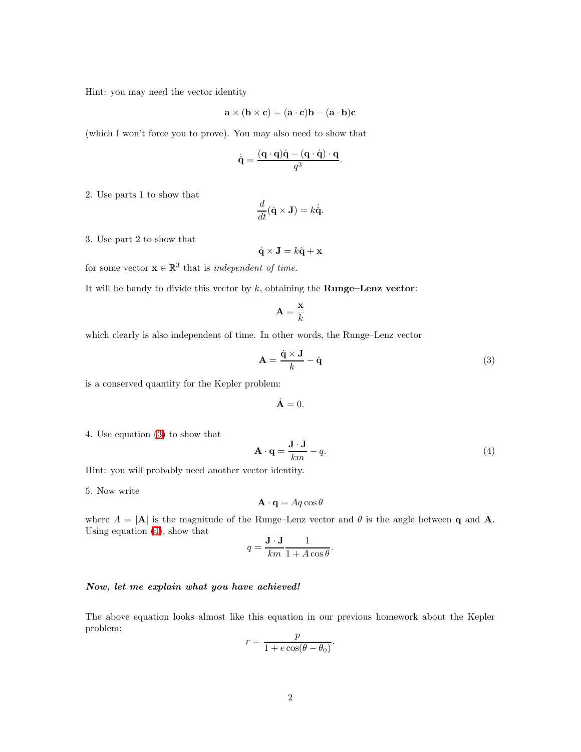Hint: you may need the vector identity

$$\mathbf{a} \times (\mathbf{b} \times \mathbf{c}) = (\mathbf{a} \cdot \mathbf{c})\mathbf{b} - (\mathbf{a} \cdot \mathbf{b})\mathbf{c}$$

(which I won't force you to prove). You may also need to show that

$$\dot{\hat{\mathbf{q}}} = \frac{(\mathbf{q} \cdot \mathbf{q})\dot{\mathbf{q}} - (\mathbf{q} \cdot \dot{\mathbf{q}}) \cdot \mathbf{q}}{q^3}.$$

2. Use parts 1 to show that

$$\frac{d}{dt}(\dot{\mathbf{q}} \times \mathbf{J}) = k\dot{\hat{\mathbf{q}}}.$$

3. Use part 2 to show that

$$\dot{\mathbf{q}} \times \mathbf{J} = k\hat{\mathbf{q}} + \mathbf{x}$$

for some vector $\mathbf{x} \in \mathbb{R}^3$ that is *independent of time.*

It will be handy to divide this vector by $k$, obtaining the **Runge–Lenz vector**:

$$\mathbf{A} = \frac{\mathbf{x}}{k}$$

which clearly is also independent of time. In other words, the Runge–Lenz vector

$$\mathbf{A} = \frac{\dot{\mathbf{q}} \times \mathbf{J}}{k} - \hat{\mathbf{q}} \tag{3}$$

is a conserved quantity for the Kepler problem:

$$\dot{\mathbf{A}} = 0.$$

4. Use equation (3) to show that

$$\mathbf{A} \cdot \mathbf{q} = \frac{\mathbf{J} \cdot \mathbf{J}}{km} - q. \tag{4}$$

Hint: you will probably need another vector identity.

5. Now write

$$\mathbf{A} \cdot \mathbf{q} = Aq\cos\theta$$

where $A = |\mathbf{A}|$ is the magnitude of the Runge–Lenz vector and $\theta$ is the angle between $\mathbf{q}$ and $\mathbf{A}$. Using equation (4), show that

$$q = \frac{\mathbf{J} \cdot \mathbf{J}}{km} \frac{1}{1 + A\cos\theta}.$$

***Now, let me explain what you have achieved!***

The above equation looks almost like this equation in our previous homework about the Kepler problem:

$$r = \frac{p}{1 + e\cos(\theta - \theta_0)}.$$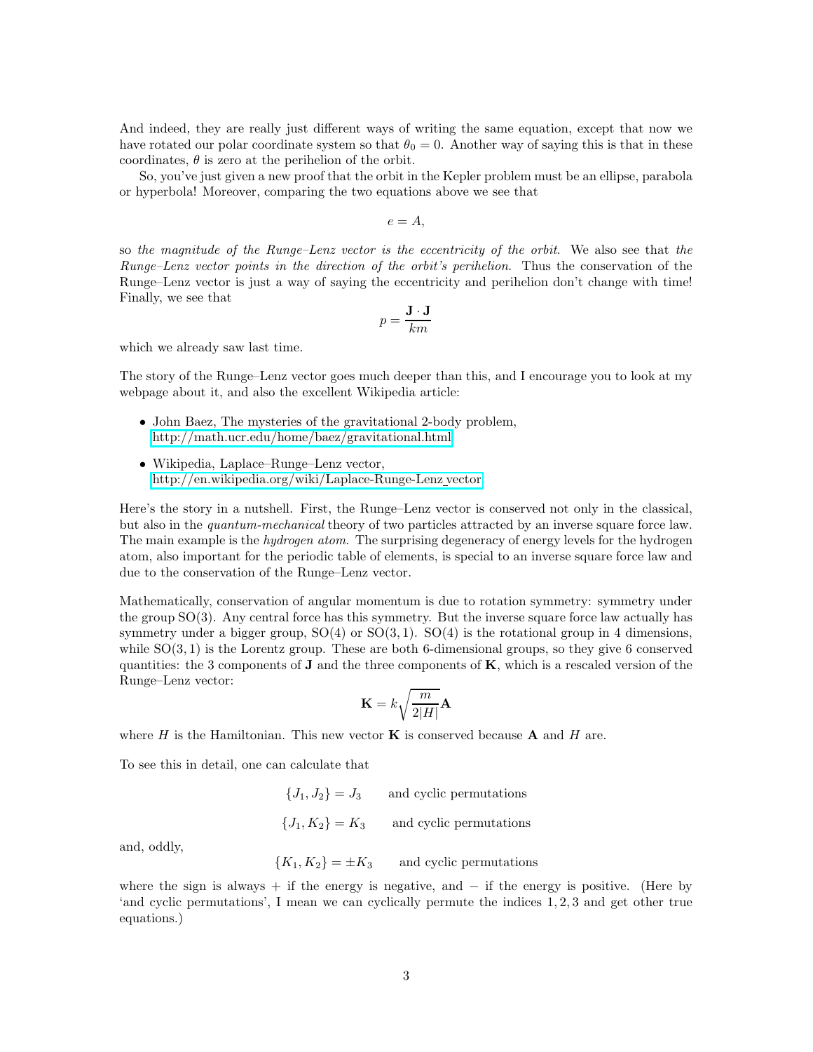And indeed, they are really just different ways of writing the same equation, except that now we have rotated our polar coordinate system so that $\theta_0 = 0$. Another way of saying this is that in these coordinates, $\theta$ is zero at the perihelion of the orbit.

So, you've just given a new proof that the orbit in the Kepler problem must be an ellipse, parabola or hyperbola! Moreover, comparing the two equations above we see that

$$e = A,$$

so *the magnitude of the Runge–Lenz vector is the eccentricity of the orbit*. We also see that *the Runge–Lenz vector points in the direction of the orbit's perihelion*. Thus the conservation of the Runge–Lenz vector is just a way of saying the eccentricity and perihelion don't change with time! Finally, we see that

$$p = \frac{\mathbf{J} \cdot \mathbf{J}}{km}$$

which we already saw last time.

The story of the Runge–Lenz vector goes much deeper than this, and I encourage you to look at my webpage about it, and also the excellent Wikipedia article:

- John Baez, The mysteries of the gravitational 2-body problem, http://math.ucr.edu/home/baez/gravitational.html
- Wikipedia, Laplace–Runge–Lenz vector, http://en.wikipedia.org/wiki/Laplace-Runge-Lenz_vector

Here's the story in a nutshell. First, the Runge–Lenz vector is conserved not only in the classical, but also in the *quantum-mechanical* theory of two particles attracted by an inverse square force law. The main example is the *hydrogen atom*. The surprising degeneracy of energy levels for the hydrogen atom, also important for the periodic table of elements, is special to an inverse square force law and due to the conservation of the Runge–Lenz vector.

Mathematically, conservation of angular momentum is due to rotation symmetry: symmetry under the group SO(3). Any central force has this symmetry. But the inverse square force law actually has symmetry under a bigger group, SO(4) or SO(3,1). SO(4) is the rotational group in 4 dimensions, while SO(3,1) is the Lorentz group. These are both 6-dimensional groups, so they give 6 conserved quantities: the 3 components of $\mathbf{J}$ and the three components of $\mathbf{K}$, which is a rescaled version of the Runge–Lenz vector:

$$\mathbf{K} = k\sqrt{\frac{m}{2|H|}}\mathbf{A}$$

where $H$ is the Hamiltonian. This new vector $\mathbf{K}$ is conserved because $\mathbf{A}$ and $H$ are.

To see this in detail, one can calculate that

$$\{J_1, J_2\} = J_3 \qquad \text{and cyclic permutations}$$

$$\{J_1, K_2\} = K_3 \qquad \text{and cyclic permutations}$$

and, oddly,

$$\{K_1, K_2\} = \pm K_3 \qquad \text{and cyclic permutations}$$

where the sign is always + if the energy is negative, and − if the energy is positive. (Here by 'and cyclic permutations', I mean we can cyclically permute the indices 1, 2, 3 and get other true equations.)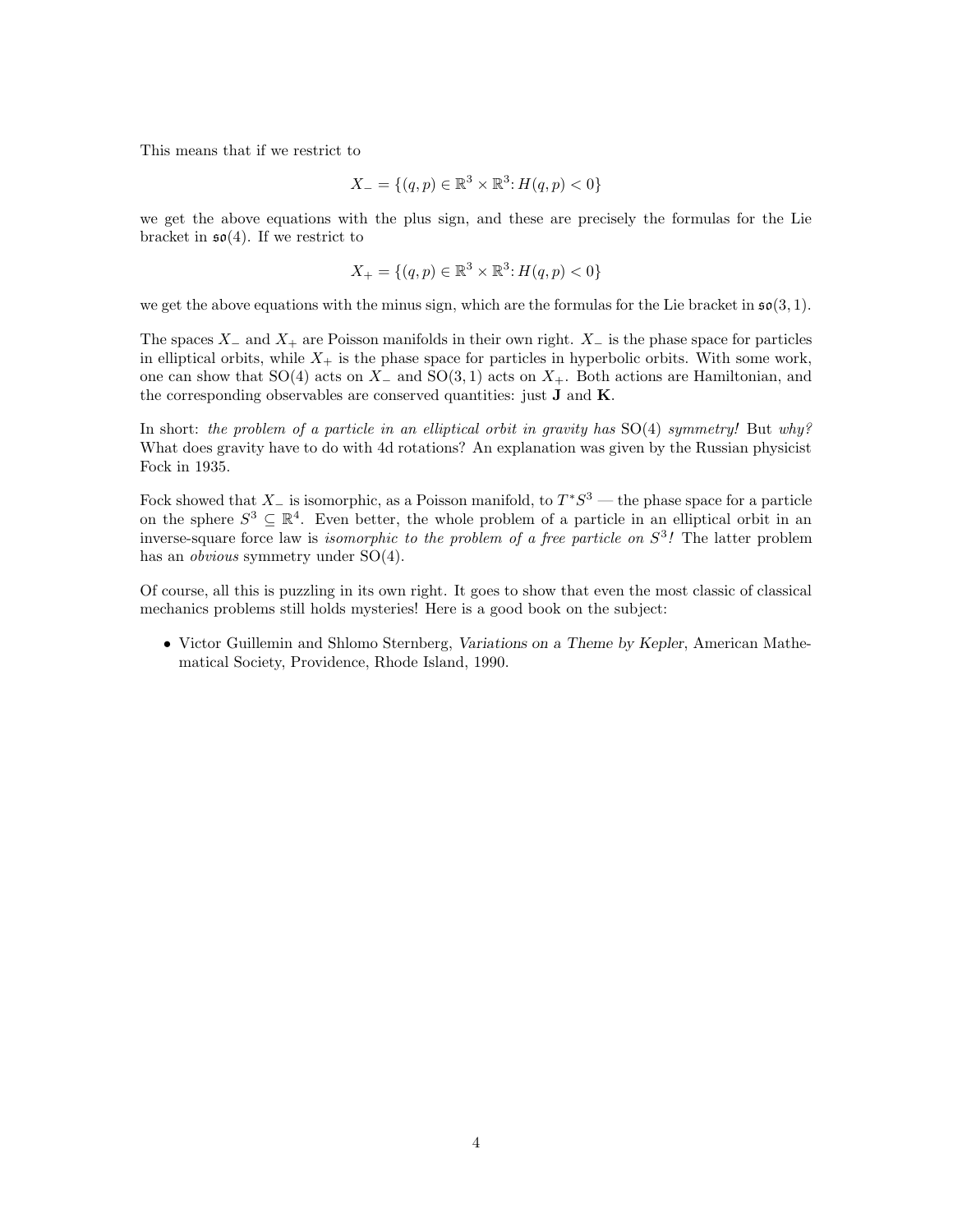This means that if we restrict to

$$X_- = \{(q,p) \in \mathbb{R}^3 \times \mathbb{R}^3 \colon H(q,p) < 0\}$$

we get the above equations with the plus sign, and these are precisely the formulas for the Lie bracket in $\mathfrak{so}(4)$. If we restrict to

$$X_+ = \{(q,p) \in \mathbb{R}^3 \times \mathbb{R}^3 \colon H(q,p) < 0\}$$

we get the above equations with the minus sign, which are the formulas for the Lie bracket in $\mathfrak{so}(3,1)$.

The spaces $X_-$ and $X_+$ are Poisson manifolds in their own right. $X_-$ is the phase space for particles in elliptical orbits, while $X_+$ is the phase space for particles in hyperbolic orbits. With some work, one can show that $\mathrm{SO}(4)$ acts on $X_-$ and $\mathrm{SO}(3,1)$ acts on $X_+$. Both actions are Hamiltonian, and the corresponding observables are conserved quantities: just $\mathbf{J}$ and $\mathbf{K}$.

In short: *the problem of a particle in an elliptical orbit in gravity has* $\mathrm{SO}(4)$ *symmetry!* But *why?* What does gravity have to do with 4d rotations? An explanation was given by the Russian physicist Fock in 1935.

Fock showed that $X_-$ is isomorphic, as a Poisson manifold, to $T^*S^3$ — the phase space for a particle on the sphere $S^3 \subseteq \mathbb{R}^4$. Even better, the whole problem of a particle in an elliptical orbit in an inverse-square force law is *isomorphic to the problem of a free particle on* $S^3$*!* The latter problem has an *obvious* symmetry under $\mathrm{SO}(4)$.

Of course, all this is puzzling in its own right. It goes to show that even the most classic of classical mechanics problems still holds mysteries! Here is a good book on the subject:

- Victor Guillemin and Shlomo Sternberg, *Variations on a Theme by Kepler*, American Mathematical Society, Providence, Rhode Island, 1990.